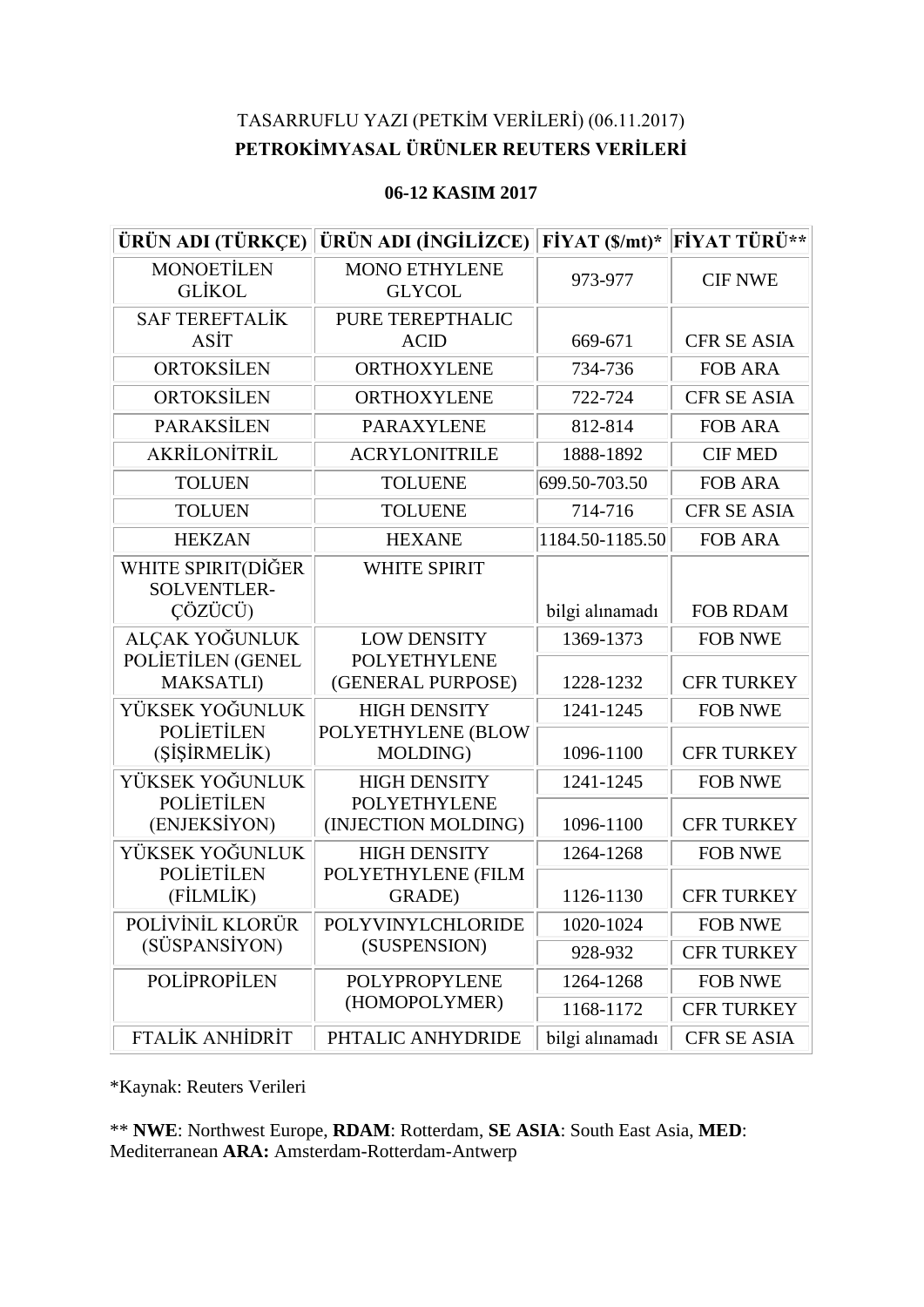TASARRUFLU YAZI (PETKİM VERİLERİ) (06.11.2017)

**PETROKİMYASAL ÜRÜNLER REUTERS VERİLERİ**

**06-12 KASIM 2017**

| **ÜRÜN ADI (TÜRKÇE)** | **ÜRÜN ADI (İNGİLİZCE)** | **FİYAT ($/mt)*** | **FİYAT TÜRÜ**** |
|---|---|---|---|
| MONOETİLEN GLİKOL | MONO ETHYLENE GLYCOL | 973-977 | CIF NWE |
| SAF TEREFTALİK ASİT | PURE TEREPTHALIC ACID | 669-671 | CFR SE ASIA |
| ORTOKSİLEN | ORTHOXYLENE | 734-736 | FOB ARA |
| ORTOKSİLEN | ORTHOXYLENE | 722-724 | CFR SE ASIA |
| PARAKSİLEN | PARAXYLENE | 812-814 | FOB ARA |
| AKRİLONİTRİL | ACRYLONITRILE | 1888-1892 | CIF MED |
| TOLUEN | TOLUENE | 699.50-703.50 | FOB ARA |
| TOLUEN | TOLUENE | 714-716 | CFR SE ASIA |
| HEKZAN | HEXANE | 1184.50-1185.50 | FOB ARA |
| WHITE SPIRIT(DİĞER SOLVENTLER-ÇÖZÜCÜ) | WHITE SPIRIT | bilgi alınamadı | FOB RDAM |
| ALÇAK YOĞUNLUK POLİETİLEN (GENEL MAKSATLI) | LOW DENSITY POLYETHYLENE (GENERAL PURPOSE) | 1369-1373 | FOB NWE |
| | | 1228-1232 | CFR TURKEY |
| YÜKSEK YOĞUNLUK POLİETİLEN (ŞİŞİRMELİK) | HIGH DENSITY POLYETHYLENE (BLOW MOLDING) | 1241-1245 | FOB NWE |
| | | 1096-1100 | CFR TURKEY |
| YÜKSEK YOĞUNLUK POLİETİLEN (ENJEKSİYON) | HIGH DENSITY POLYETHYLENE (INJECTION MOLDING) | 1241-1245 | FOB NWE |
| | | 1096-1100 | CFR TURKEY |
| YÜKSEK YOĞUNLUK POLİETİLEN (FİLMLİK) | HIGH DENSITY POLYETHYLENE (FILM GRADE) | 1264-1268 | FOB NWE |
| | | 1126-1130 | CFR TURKEY |
| POLİVİNİL KLORÜR (SÜSPANSİYON) | POLYVINYLCHLORIDE (SUSPENSION) | 1020-1024 | FOB NWE |
| | | 928-932 | CFR TURKEY |
| POLİPROPİLEN | POLYPROPYLENE (HOMOPOLYMER) | 1264-1268 | FOB NWE |
| | | 1168-1172 | CFR TURKEY |
| FTALİK ANHİDRİT | PHTALIC ANHYDRIDE | bilgi alınamadı | CFR SE ASIA |

*Kaynak: Reuters Verileri

** **NWE**: Northwest Europe, **RDAM**: Rotterdam, **SE ASIA**: South East Asia, **MED**: Mediterranean **ARA:** Amsterdam-Rotterdam-Antwerp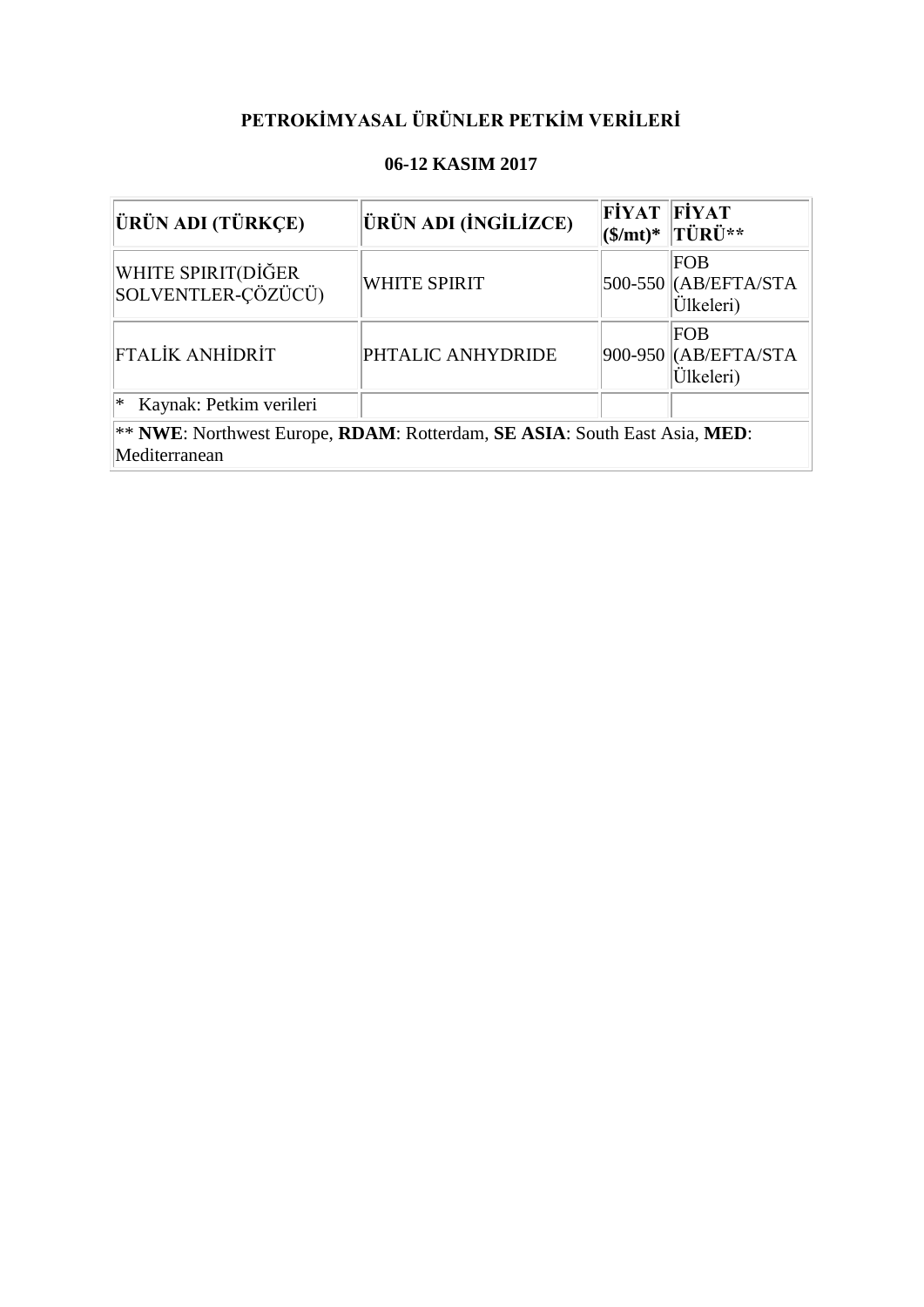**PETROKİMYASAL ÜRÜNLER PETKİM VERİLERİ**

**06-12 KASIM 2017**

| **ÜRÜN ADI (TÜRKÇE)** | **ÜRÜN ADI (İNGİLİZCE)** | **FİYAT ($/mt)*** | **FİYAT TÜRÜ**** |
|---|---|---|---|
| WHITE SPIRIT(DİĞER SOLVENTLER-ÇÖZÜCÜ) | WHITE SPIRIT | 500-550 | FOB (AB/EFTA/STA Ülkeleri) |
| FTALİK ANHİDRİT | PHTALIC ANHYDRIDE | 900-950 | FOB (AB/EFTA/STA Ülkeleri) |
| * Kaynak: Petkim verileri | | | |
| ** **NWE**: Northwest Europe, **RDAM**: Rotterdam, **SE ASIA**: South East Asia, **MED**: Mediterranean | | | |